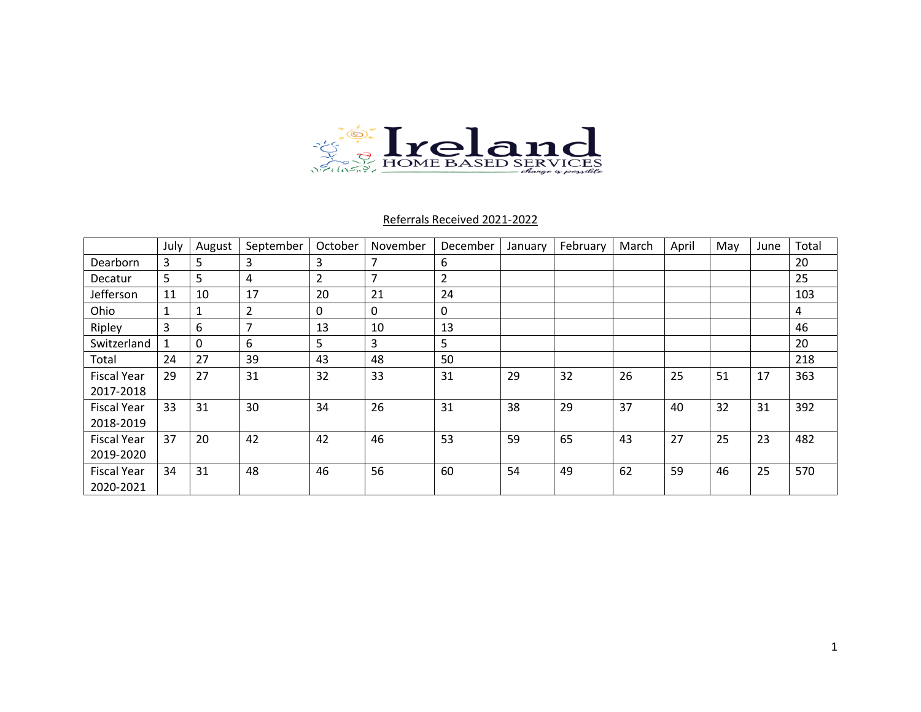Ireland HOME BASED SERVICES

*change is possible*

## Referrals Received 2021-2022

| | July | August | September | October | November | December | January | February | March | April | May | June | Total |
|---|---|---|---|---|---|---|---|---|---|---|---|---|---|
| Dearborn | 3 | 5 | 3 | 3 | 7 | 6 | | | | | | | 20 |
| Decatur | 5 | 5 | 4 | 2 | 7 | 2 | | | | | | | 25 |
| Jefferson | 11 | 10 | 17 | 20 | 21 | 24 | | | | | | | 103 |
| Ohio | 1 | 1 | 2 | 0 | 0 | 0 | | | | | | | 4 |
| Ripley | 3 | 6 | 7 | 13 | 10 | 13 | | | | | | | 46 |
| Switzerland | 1 | 0 | 6 | 5 | 3 | 5 | | | | | | | 20 |
| Total | 24 | 27 | 39 | 43 | 48 | 50 | | | | | | | 218 |
| Fiscal Year 2017-2018 | 29 | 27 | 31 | 32 | 33 | 31 | 29 | 32 | 26 | 25 | 51 | 17 | 363 |
| Fiscal Year 2018-2019 | 33 | 31 | 30 | 34 | 26 | 31 | 38 | 29 | 37 | 40 | 32 | 31 | 392 |
| Fiscal Year 2019-2020 | 37 | 20 | 42 | 42 | 46 | 53 | 59 | 65 | 43 | 27 | 25 | 23 | 482 |
| Fiscal Year 2020-2021 | 34 | 31 | 48 | 46 | 56 | 60 | 54 | 49 | 62 | 59 | 46 | 25 | 570 |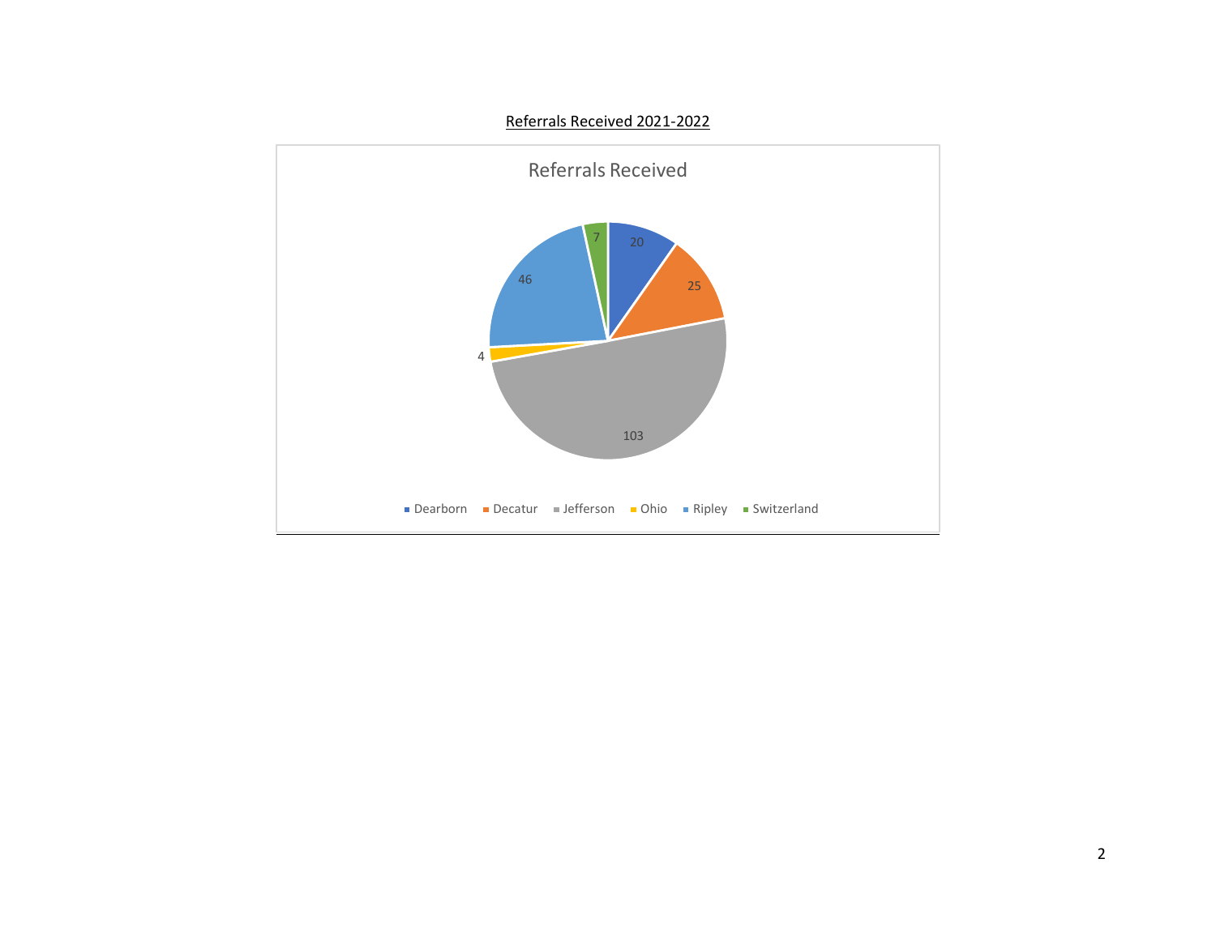<u>Referrals Received 2021-2022</u>

Referrals Received

| County | Referrals |
|---|---|
| Dearborn | 20 |
| Decatur | 25 |
| Jefferson | 103 |
| Ohio | 4 |
| Ripley | 46 |
| Switzerland | 7 |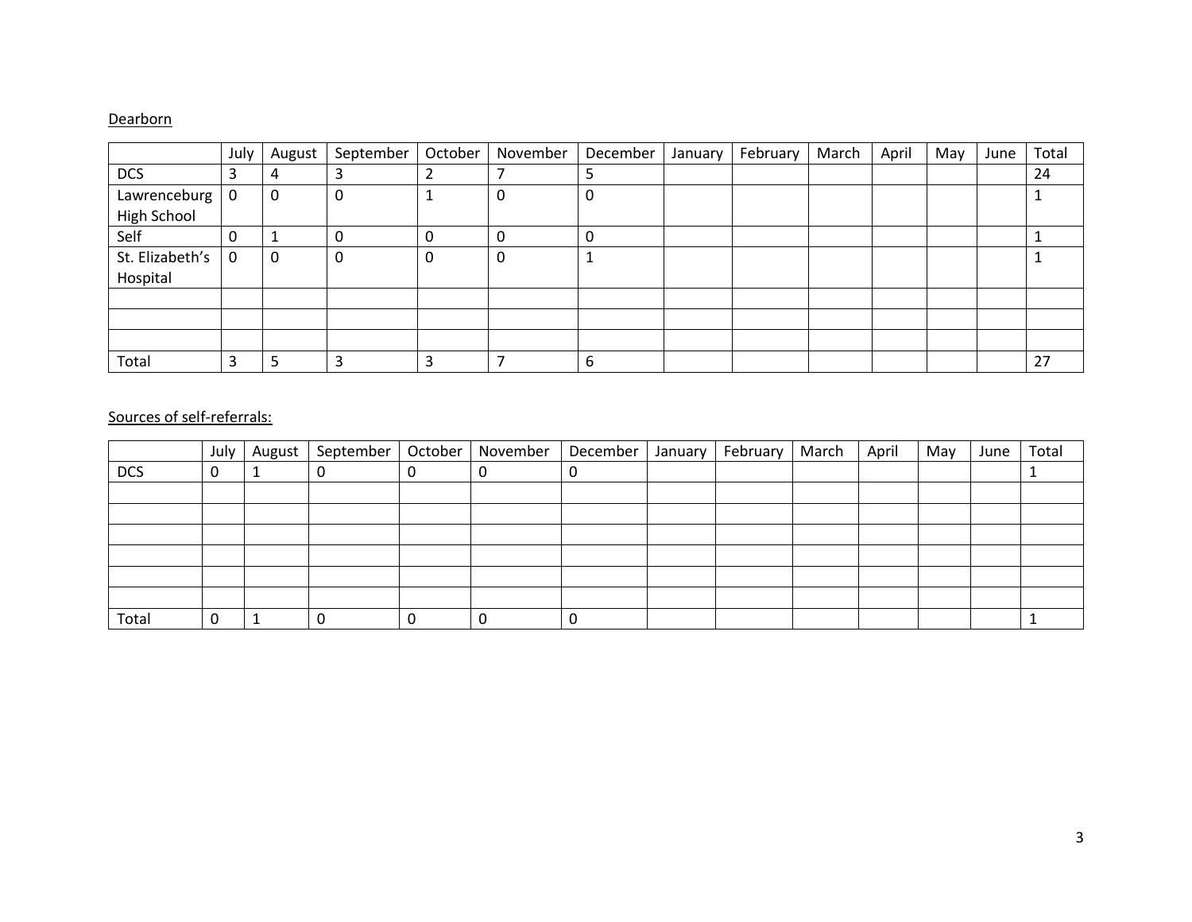Dearborn

| | July | August | September | October | November | December | January | February | March | April | May | June | Total |
|---|---|---|---|---|---|---|---|---|---|---|---|---|---|
| DCS | 3 | 4 | 3 | 2 | 7 | 5 | | | | | | | 24 |
| Lawrenceburg High School | 0 | 0 | 0 | 1 | 0 | 0 | | | | | | | 1 |
| Self | 0 | 1 | 0 | 0 | 0 | 0 | | | | | | | 1 |
| St. Elizabeth's Hospital | 0 | 0 | 0 | 0 | 0 | 1 | | | | | | | 1 |
| | | | | | | | | | | | | | |
| | | | | | | | | | | | | | |
| | | | | | | | | | | | | | |
| Total | 3 | 5 | 3 | 3 | 7 | 6 | | | | | | | 27 |

Sources of self-referrals:

| | July | August | September | October | November | December | January | February | March | April | May | June | Total |
|---|---|---|---|---|---|---|---|---|---|---|---|---|---|
| DCS | 0 | 1 | 0 | 0 | 0 | 0 | | | | | | | 1 |
| | | | | | | | | | | | | | |
| | | | | | | | | | | | | | |
| | | | | | | | | | | | | | |
| | | | | | | | | | | | | | |
| | | | | | | | | | | | | | |
| | | | | | | | | | | | | | |
| Total | 0 | 1 | 0 | 0 | 0 | 0 | | | | | | | 1 |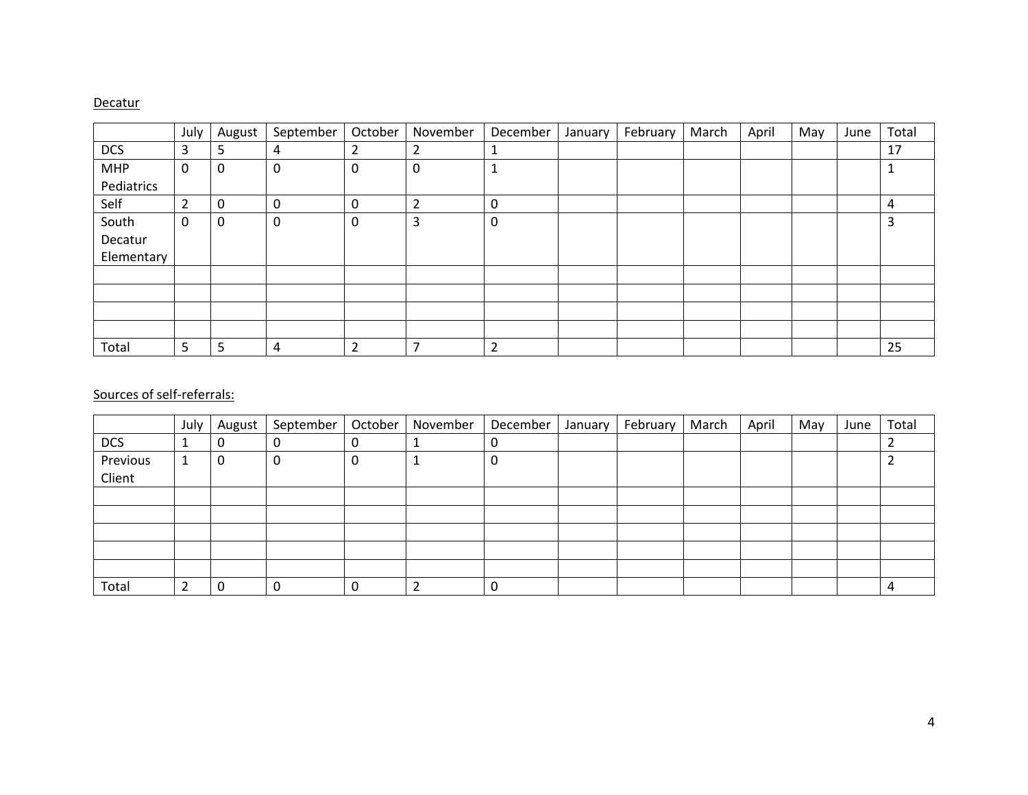Decatur

| | July | August | September | October | November | December | January | February | March | April | May | June | Total |
|---|---|---|---|---|---|---|---|---|---|---|---|---|---|
| DCS | 3 | 5 | 4 | 2 | 2 | 1 | | | | | | | 17 |
| MHP Pediatrics | 0 | 0 | 0 | 0 | 0 | 1 | | | | | | | 1 |
| Self | 2 | 0 | 0 | 0 | 2 | 0 | | | | | | | 4 |
| South Decatur Elementary | 0 | 0 | 0 | 0 | 3 | 0 | | | | | | | 3 |
| | | | | | | | | | | | | | |
| | | | | | | | | | | | | | |
| | | | | | | | | | | | | | |
| | | | | | | | | | | | | | |
| Total | 5 | 5 | 4 | 2 | 7 | 2 | | | | | | | 25 |

Sources of self-referrals:

| | July | August | September | October | November | December | January | February | March | April | May | June | Total |
|---|---|---|---|---|---|---|---|---|---|---|---|---|---|
| DCS | 1 | 0 | 0 | 0 | 1 | 0 | | | | | | | 2 |
| Previous Client | 1 | 0 | 0 | 0 | 1 | 0 | | | | | | | 2 |
| | | | | | | | | | | | | | |
| | | | | | | | | | | | | | |
| | | | | | | | | | | | | | |
| | | | | | | | | | | | | | |
| | | | | | | | | | | | | | |
| Total | 2 | 0 | 0 | 0 | 2 | 0 | | | | | | | 4 |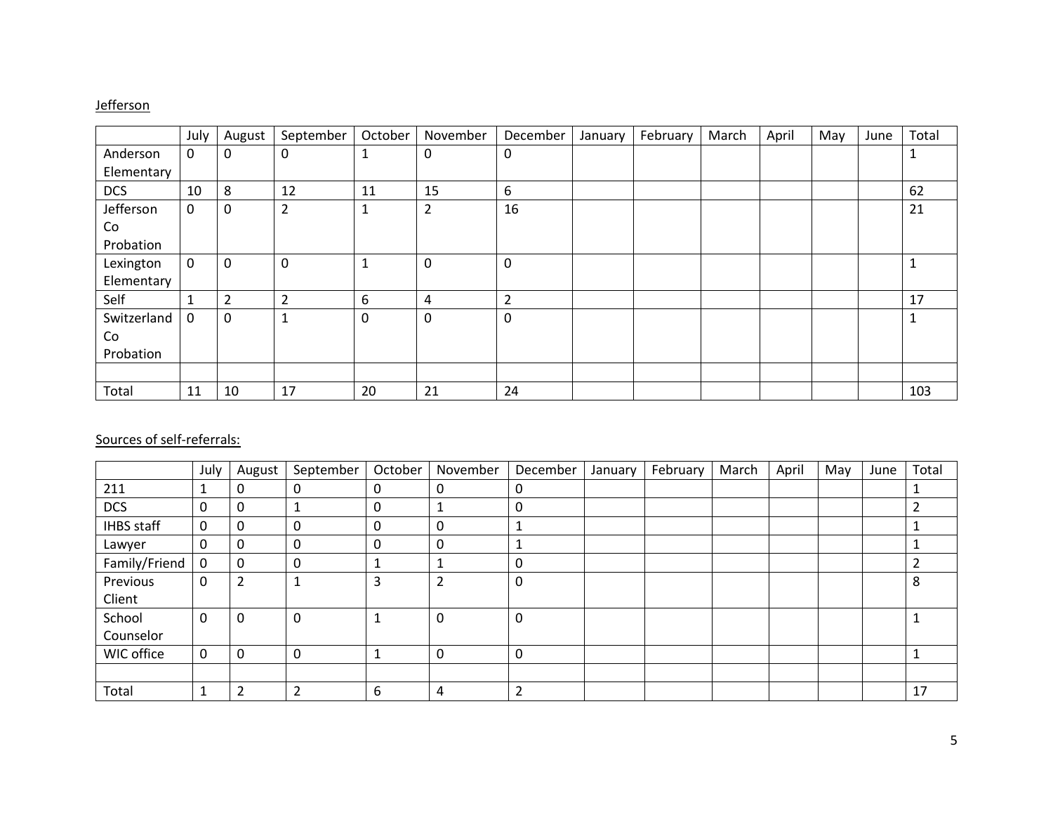Jefferson

| | July | August | September | October | November | December | January | February | March | April | May | June | Total |
|---|---|---|---|---|---|---|---|---|---|---|---|---|---|
| Anderson Elementary | 0 | 0 | 0 | 1 | 0 | 0 | | | | | | | 1 |
| DCS | 10 | 8 | 12 | 11 | 15 | 6 | | | | | | | 62 |
| Jefferson Co Probation | 0 | 0 | 2 | 1 | 2 | 16 | | | | | | | 21 |
| Lexington Elementary | 0 | 0 | 0 | 1 | 0 | 0 | | | | | | | 1 |
| Self | 1 | 2 | 2 | 6 | 4 | 2 | | | | | | | 17 |
| Switzerland Co Probation | 0 | 0 | 1 | 0 | 0 | 0 | | | | | | | 1 |
| | | | | | | | | | | | | | |
| Total | 11 | 10 | 17 | 20 | 21 | 24 | | | | | | | 103 |

Sources of self-referrals:

| | July | August | September | October | November | December | January | February | March | April | May | June | Total |
|---|---|---|---|---|---|---|---|---|---|---|---|---|---|
| 211 | 1 | 0 | 0 | 0 | 0 | 0 | | | | | | | 1 |
| DCS | 0 | 0 | 1 | 0 | 1 | 0 | | | | | | | 2 |
| IHBS staff | 0 | 0 | 0 | 0 | 0 | 1 | | | | | | | 1 |
| Lawyer | 0 | 0 | 0 | 0 | 0 | 1 | | | | | | | 1 |
| Family/Friend | 0 | 0 | 0 | 1 | 1 | 0 | | | | | | | 2 |
| Previous Client | 0 | 2 | 1 | 3 | 2 | 0 | | | | | | | 8 |
| School Counselor | 0 | 0 | 0 | 1 | 0 | 0 | | | | | | | 1 |
| WIC office | 0 | 0 | 0 | 1 | 0 | 0 | | | | | | | 1 |
| | | | | | | | | | | | | | |
| Total | 1 | 2 | 2 | 6 | 4 | 2 | | | | | | | 17 |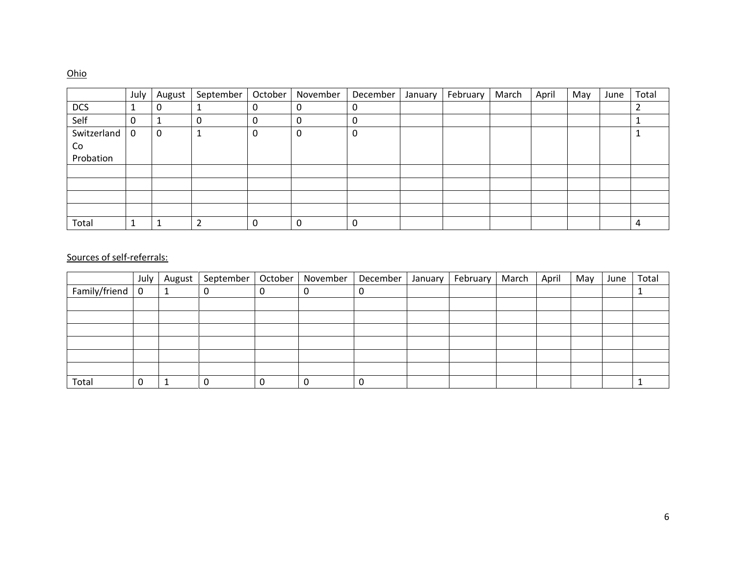Ohio

| | July | August | September | October | November | December | January | February | March | April | May | June | Total |
|---|---|---|---|---|---|---|---|---|---|---|---|---|---|
| DCS | 1 | 0 | 1 | 0 | 0 | 0 | | | | | | | 2 |
| Self | 0 | 1 | 0 | 0 | 0 | 0 | | | | | | | 1 |
| Switzerland Co Probation | 0 | 0 | 1 | 0 | 0 | 0 | | | | | | | 1 |
| | | | | | | | | | | | | | |
| | | | | | | | | | | | | | |
| | | | | | | | | | | | | | |
| | | | | | | | | | | | | | |
| Total | 1 | 1 | 2 | 0 | 0 | 0 | | | | | | | 4 |

Sources of self-referrals:

| | July | August | September | October | November | December | January | February | March | April | May | June | Total |
|---|---|---|---|---|---|---|---|---|---|---|---|---|---|
| Family/friend | 0 | 1 | 0 | 0 | 0 | 0 | | | | | | | 1 |
| | | | | | | | | | | | | | |
| | | | | | | | | | | | | | |
| | | | | | | | | | | | | | |
| | | | | | | | | | | | | | |
| | | | | | | | | | | | | | |
| | | | | | | | | | | | | | |
| Total | 0 | 1 | 0 | 0 | 0 | 0 | | | | | | | 1 |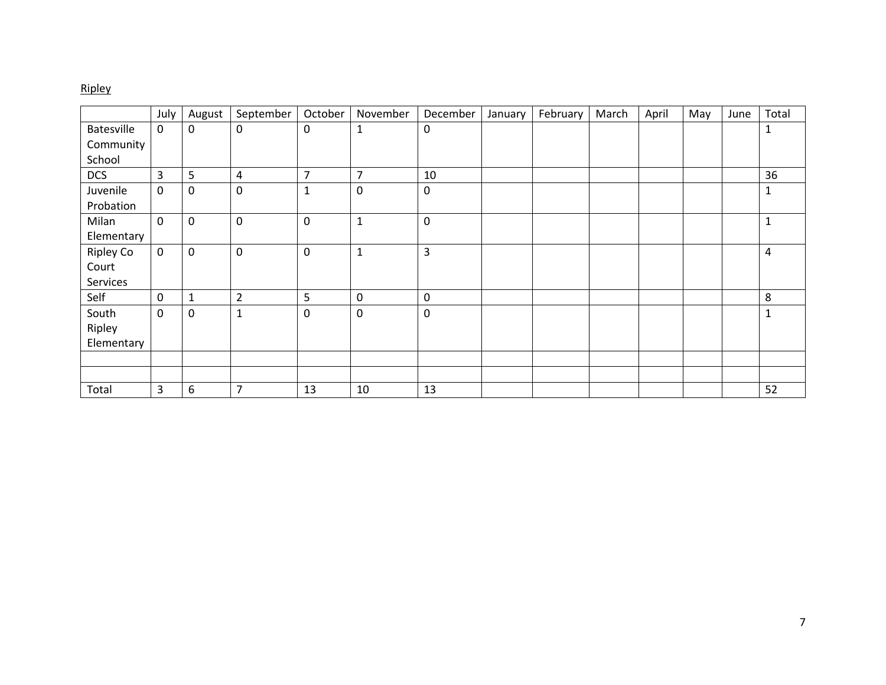Ripley

| | July | August | September | October | November | December | January | February | March | April | May | June | Total |
|---|---|---|---|---|---|---|---|---|---|---|---|---|---|
| Batesville Community School | 0 | 0 | 0 | 0 | 1 | 0 | | | | | | | 1 |
| DCS | 3 | 5 | 4 | 7 | 7 | 10 | | | | | | | 36 |
| Juvenile Probation | 0 | 0 | 0 | 1 | 0 | 0 | | | | | | | 1 |
| Milan Elementary | 0 | 0 | 0 | 0 | 1 | 0 | | | | | | | 1 |
| Ripley Co Court Services | 0 | 0 | 0 | 0 | 1 | 3 | | | | | | | 4 |
| Self | 0 | 1 | 2 | 5 | 0 | 0 | | | | | | | 8 |
| South Ripley Elementary | 0 | 0 | 1 | 0 | 0 | 0 | | | | | | | 1 |
| | | | | | | | | | | | | | |
| | | | | | | | | | | | | | |
| Total | 3 | 6 | 7 | 13 | 10 | 13 | | | | | | | 52 |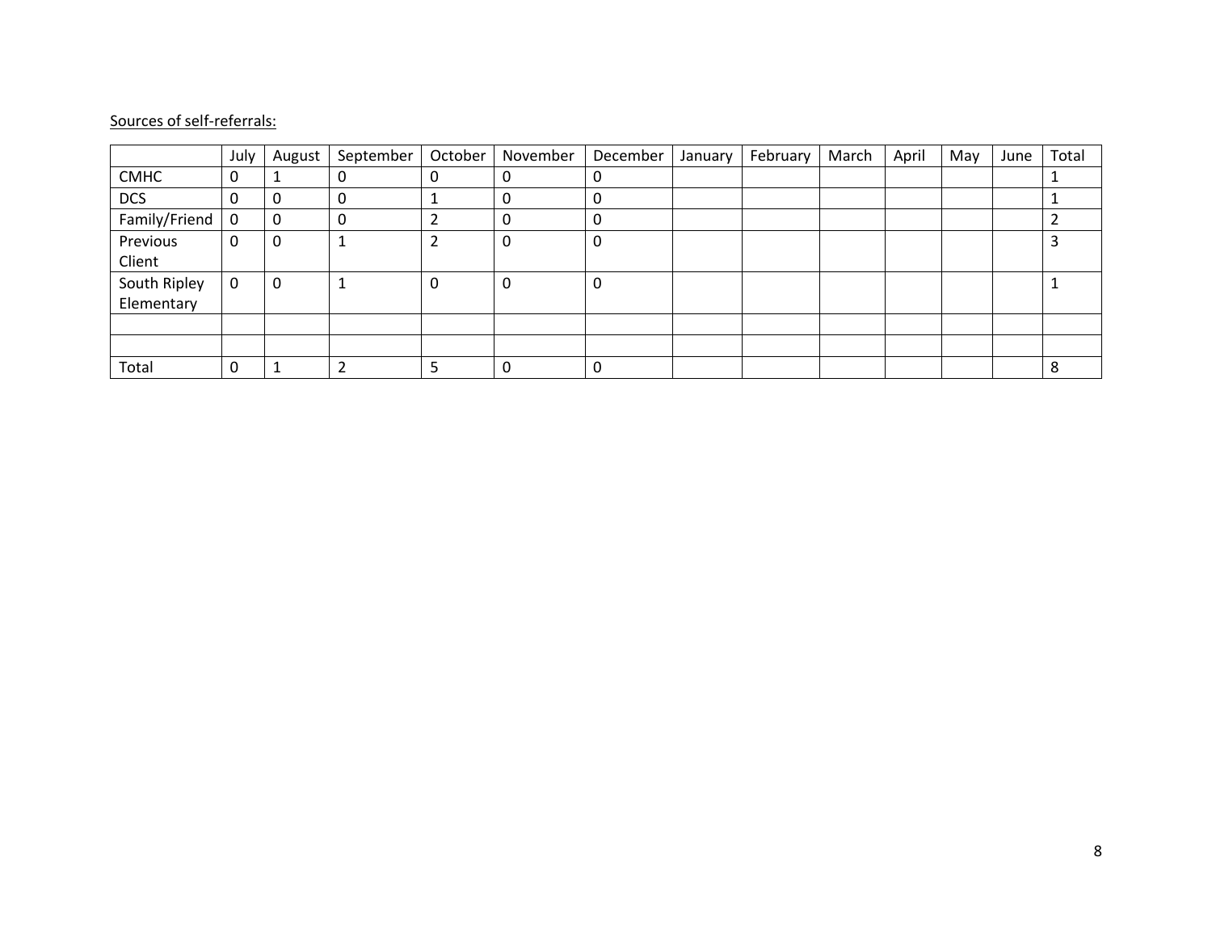Sources of self-referrals:

| | July | August | September | October | November | December | January | February | March | April | May | June | Total |
|---|---|---|---|---|---|---|---|---|---|---|---|---|---|
| CMHC | 0 | 1 | 0 | 0 | 0 | 0 | | | | | | | 1 |
| DCS | 0 | 0 | 0 | 1 | 0 | 0 | | | | | | | 1 |
| Family/Friend | 0 | 0 | 0 | 2 | 0 | 0 | | | | | | | 2 |
| Previous Client | 0 | 0 | 1 | 2 | 0 | 0 | | | | | | | 3 |
| South Ripley Elementary | 0 | 0 | 1 | 0 | 0 | 0 | | | | | | | 1 |
| | | | | | | | | | | | | | |
| | | | | | | | | | | | | | |
| Total | 0 | 1 | 2 | 5 | 0 | 0 | | | | | | | 8 |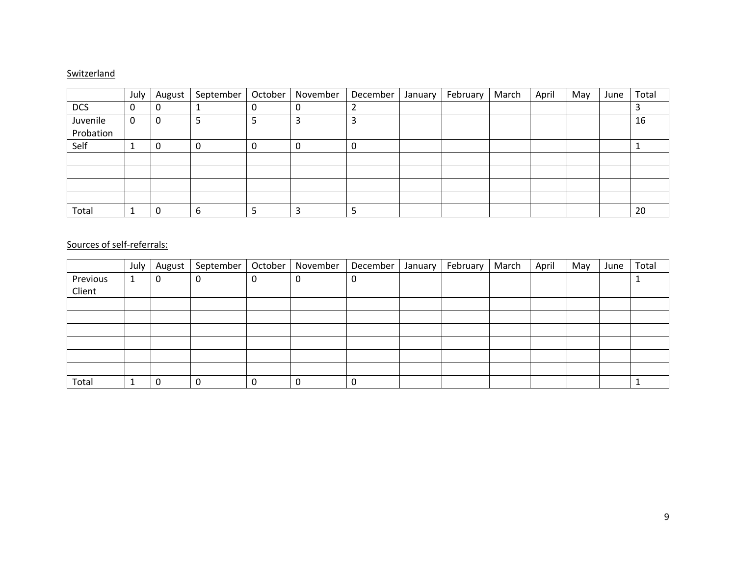Switzerland

| | July | August | September | October | November | December | January | February | March | April | May | June | Total |
|---|---|---|---|---|---|---|---|---|---|---|---|---|---|
| DCS | 0 | 0 | 1 | 0 | 0 | 2 | | | | | | | 3 |
| Juvenile Probation | 0 | 0 | 5 | 5 | 3 | 3 | | | | | | | 16 |
| Self | 1 | 0 | 0 | 0 | 0 | 0 | | | | | | | 1 |
| | | | | | | | | | | | | | |
| | | | | | | | | | | | | | |
| | | | | | | | | | | | | | |
| | | | | | | | | | | | | | |
| Total | 1 | 0 | 6 | 5 | 3 | 5 | | | | | | | 20 |

Sources of self-referrals:

| | July | August | September | October | November | December | January | February | March | April | May | June | Total |
|---|---|---|---|---|---|---|---|---|---|---|---|---|---|
| Previous Client | 1 | 0 | 0 | 0 | 0 | 0 | | | | | | | 1 |
| | | | | | | | | | | | | | |
| | | | | | | | | | | | | | |
| | | | | | | | | | | | | | |
| | | | | | | | | | | | | | |
| | | | | | | | | | | | | | |
| | | | | | | | | | | | | | |
| Total | 1 | 0 | 0 | 0 | 0 | 0 | | | | | | | 1 |